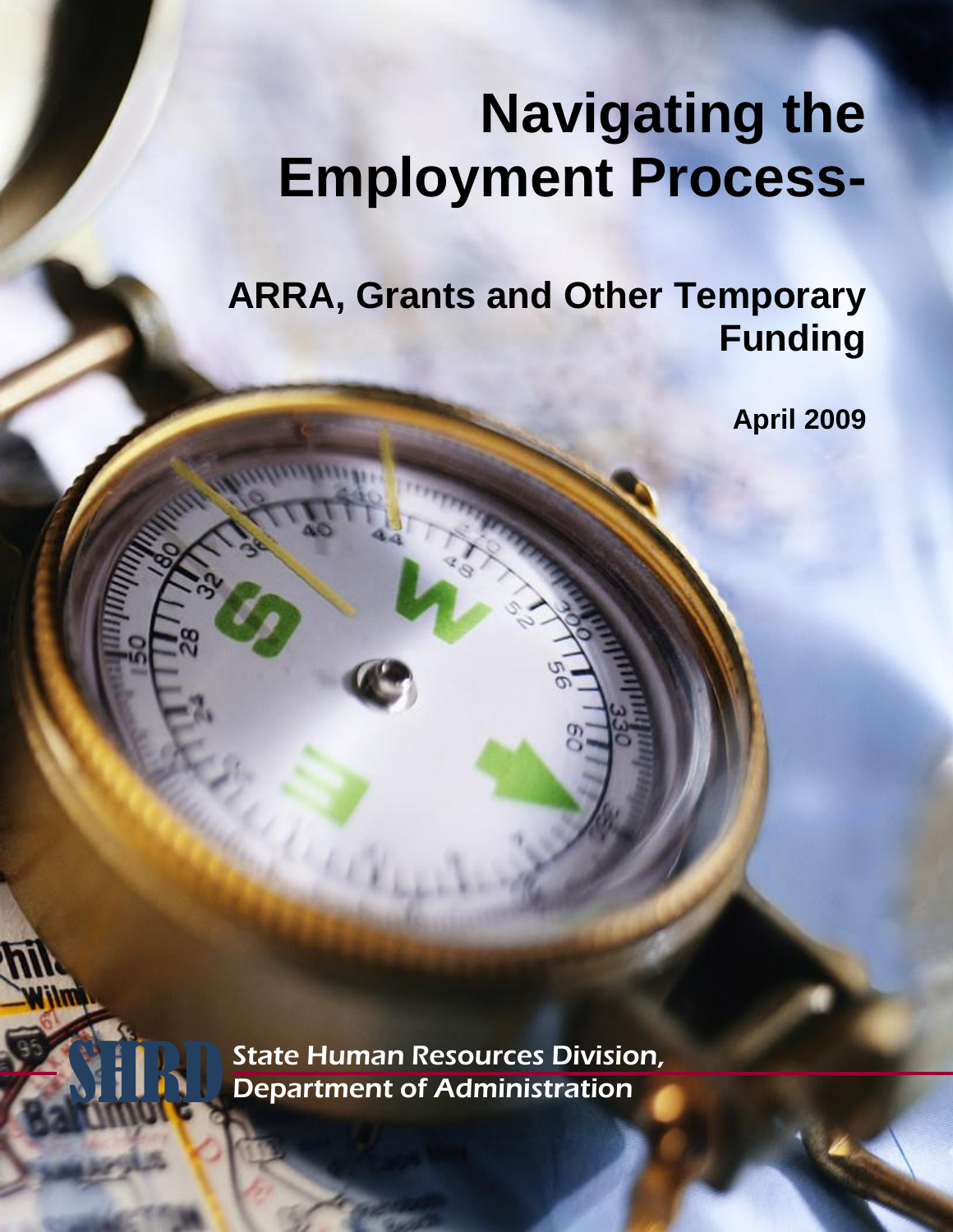# Navigating the Employment Process-

## ARRA, Grants and Other Temporary Funding

**April 2009**

SHRD *State Human Resources Division, Department of Administration*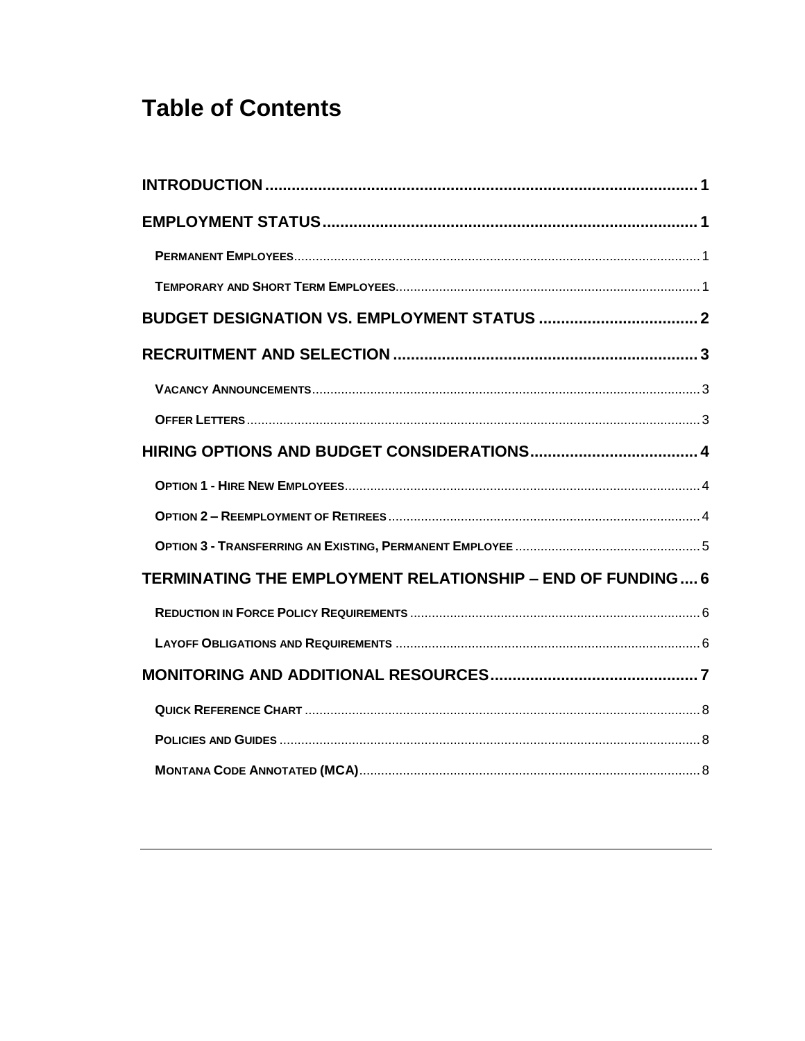# Table of Contents

- **INTRODUCTION** ..... 1
- **EMPLOYMENT STATUS** ..... 1
  - **Permanent Employees** ..... 1
  - **Temporary and Short Term Employees** ..... 1
- **BUDGET DESIGNATION VS. EMPLOYMENT STATUS** ..... 2
- **RECRUITMENT AND SELECTION** ..... 3
  - **Vacancy Announcements** ..... 3
  - **Offer Letters** ..... 3
- **HIRING OPTIONS AND BUDGET CONSIDERATIONS** ..... 4
  - **Option 1 - Hire New Employees** ..... 4
  - **Option 2 – Reemployment of Retirees** ..... 4
  - **Option 3 - Transferring an Existing, Permanent Employee** ..... 5
- **TERMINATING THE EMPLOYMENT RELATIONSHIP – END OF FUNDING** ..... 6
  - **Reduction in Force Policy Requirements** ..... 6
  - **Layoff Obligations and Requirements** ..... 6
- **MONITORING AND ADDITIONAL RESOURCES** ..... 7
  - **Quick Reference Chart** ..... 8
  - **Policies and Guides** ..... 8
  - **Montana Code Annotated (MCA)** ..... 8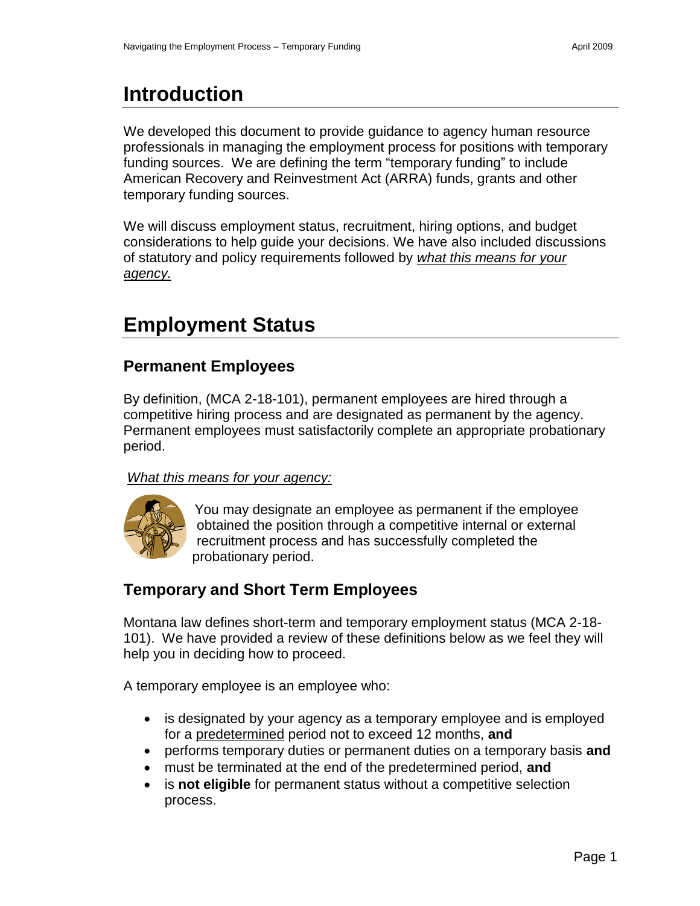# Introduction

We developed this document to provide guidance to agency human resource professionals in managing the employment process for positions with temporary funding sources. We are defining the term "temporary funding" to include American Recovery and Reinvestment Act (ARRA) funds, grants and other temporary funding sources.

We will discuss employment status, recruitment, hiring options, and budget considerations to help guide your decisions. We have also included discussions of statutory and policy requirements followed by *what this means for your agency.*

# Employment Status

## Permanent Employees

By definition, (MCA 2-18-101), permanent employees are hired through a competitive hiring process and are designated as permanent by the agency. Permanent employees must satisfactorily complete an appropriate probationary period.

*What this means for your agency:*

You may designate an employee as permanent if the employee obtained the position through a competitive internal or external recruitment process and has successfully completed the probationary period.

## Temporary and Short Term Employees

Montana law defines short-term and temporary employment status (MCA 2-18-101). We have provided a review of these definitions below as we feel they will help you in deciding how to proceed.

A temporary employee is an employee who:

- is designated by your agency as a temporary employee and is employed for a predetermined period not to exceed 12 months, **and**
- performs temporary duties or permanent duties on a temporary basis **and**
- must be terminated at the end of the predetermined period, **and**
- is **not eligible** for permanent status without a competitive selection process.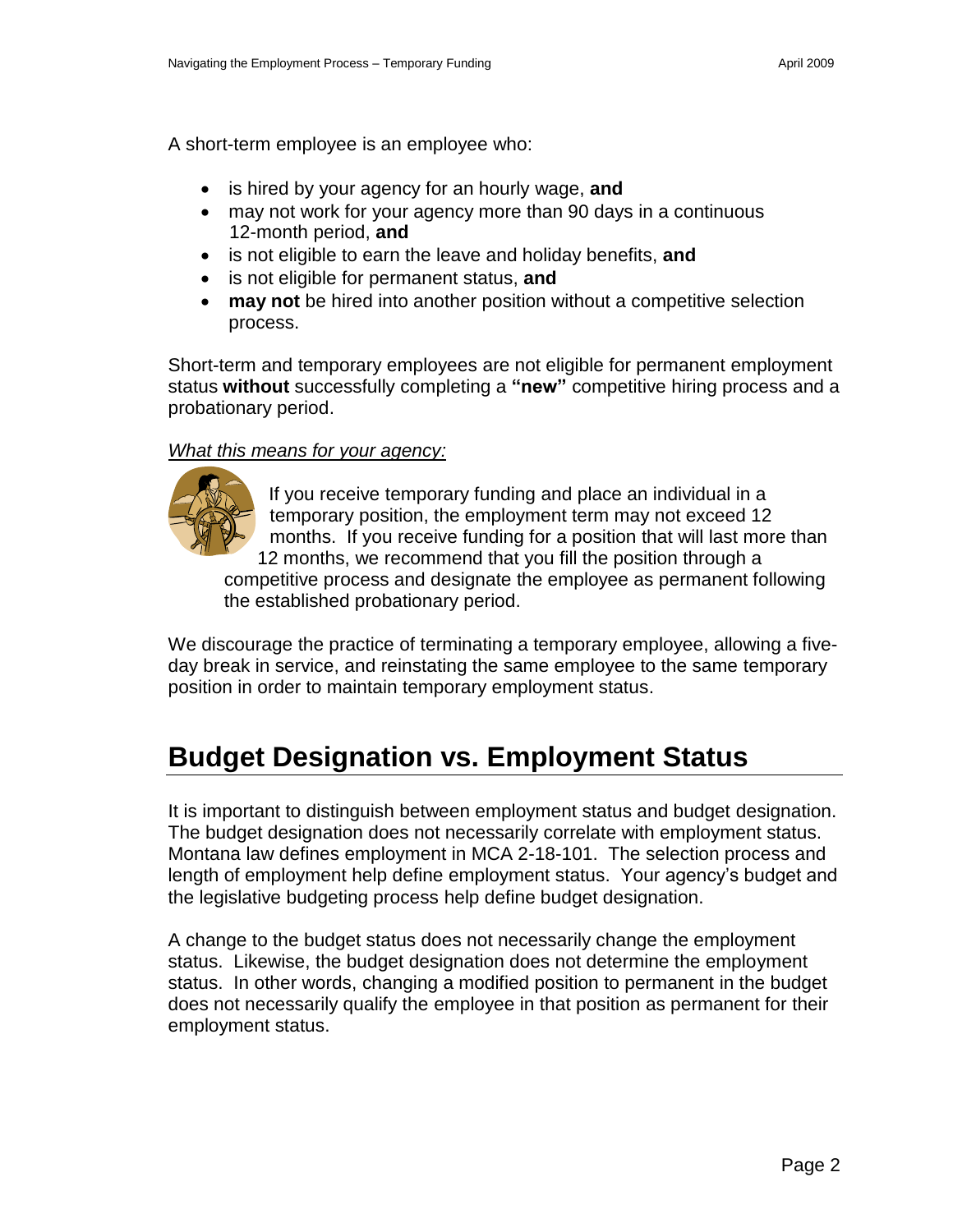A short-term employee is an employee who:

- is hired by your agency for an hourly wage, **and**
- may not work for your agency more than 90 days in a continuous 12-month period, **and**
- is not eligible to earn the leave and holiday benefits, **and**
- is not eligible for permanent status, **and**
- **may not** be hired into another position without a competitive selection process.

Short-term and temporary employees are not eligible for permanent employment status **without** successfully completing a **"new"** competitive hiring process and a probationary period.

*What this means for your agency:*

If you receive temporary funding and place an individual in a temporary position, the employment term may not exceed 12 months. If you receive funding for a position that will last more than 12 months, we recommend that you fill the position through a competitive process and designate the employee as permanent following the established probationary period.

We discourage the practice of terminating a temporary employee, allowing a five-day break in service, and reinstating the same employee to the same temporary position in order to maintain temporary employment status.

# Budget Designation vs. Employment Status

It is important to distinguish between employment status and budget designation. The budget designation does not necessarily correlate with employment status. Montana law defines employment in MCA 2-18-101. The selection process and length of employment help define employment status. Your agency's budget and the legislative budgeting process help define budget designation.

A change to the budget status does not necessarily change the employment status. Likewise, the budget designation does not determine the employment status. In other words, changing a modified position to permanent in the budget does not necessarily qualify the employee in that position as permanent for their employment status.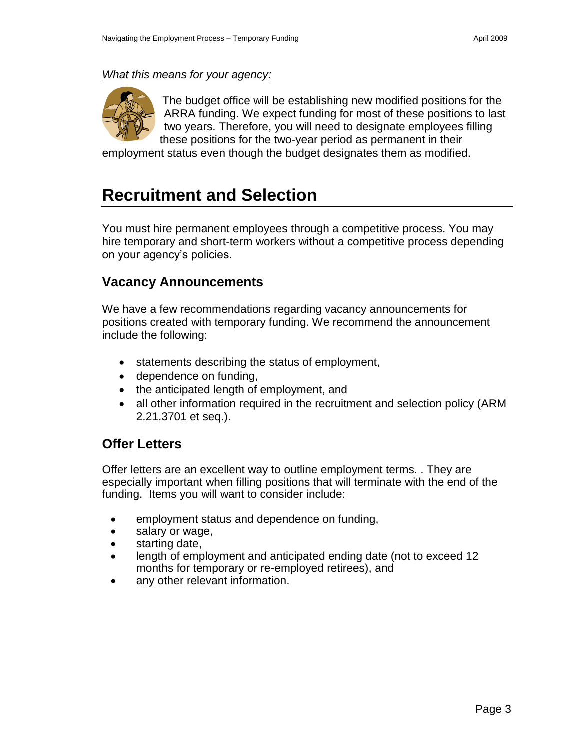*What this means for your agency:*

The budget office will be establishing new modified positions for the ARRA funding. We expect funding for most of these positions to last two years. Therefore, you will need to designate employees filling these positions for the two-year period as permanent in their employment status even though the budget designates them as modified.

# Recruitment and Selection

You must hire permanent employees through a competitive process. You may hire temporary and short-term workers without a competitive process depending on your agency's policies.

## Vacancy Announcements

We have a few recommendations regarding vacancy announcements for positions created with temporary funding. We recommend the announcement include the following:

- statements describing the status of employment,
- dependence on funding,
- the anticipated length of employment, and
- all other information required in the recruitment and selection policy (ARM 2.21.3701 et seq.).

## Offer Letters

Offer letters are an excellent way to outline employment terms. . They are especially important when filling positions that will terminate with the end of the funding. Items you will want to consider include:

- employment status and dependence on funding,
- salary or wage,
- starting date,
- length of employment and anticipated ending date (not to exceed 12 months for temporary or re-employed retirees), and
- any other relevant information.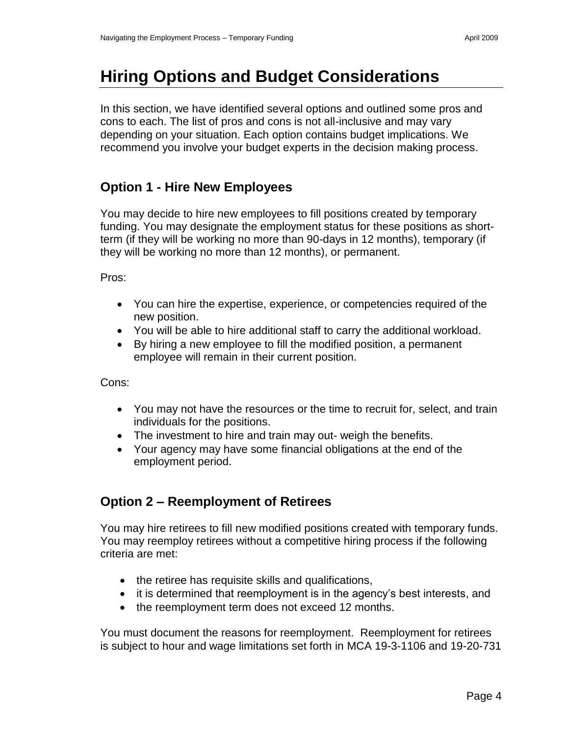# Hiring Options and Budget Considerations

In this section, we have identified several options and outlined some pros and cons to each. The list of pros and cons is not all-inclusive and may vary depending on your situation. Each option contains budget implications. We recommend you involve your budget experts in the decision making process.

## Option 1 - Hire New Employees

You may decide to hire new employees to fill positions created by temporary funding. You may designate the employment status for these positions as short-term (if they will be working no more than 90-days in 12 months), temporary (if they will be working no more than 12 months), or permanent.

Pros:

- You can hire the expertise, experience, or competencies required of the new position.
- You will be able to hire additional staff to carry the additional workload.
- By hiring a new employee to fill the modified position, a permanent employee will remain in their current position.

Cons:

- You may not have the resources or the time to recruit for, select, and train individuals for the positions.
- The investment to hire and train may out- weigh the benefits.
- Your agency may have some financial obligations at the end of the employment period.

## Option 2 – Reemployment of Retirees

You may hire retirees to fill new modified positions created with temporary funds. You may reemploy retirees without a competitive hiring process if the following criteria are met:

- the retiree has requisite skills and qualifications,
- it is determined that reemployment is in the agency's best interests, and
- the reemployment term does not exceed 12 months.

You must document the reasons for reemployment. Reemployment for retirees is subject to hour and wage limitations set forth in MCA 19-3-1106 and 19-20-731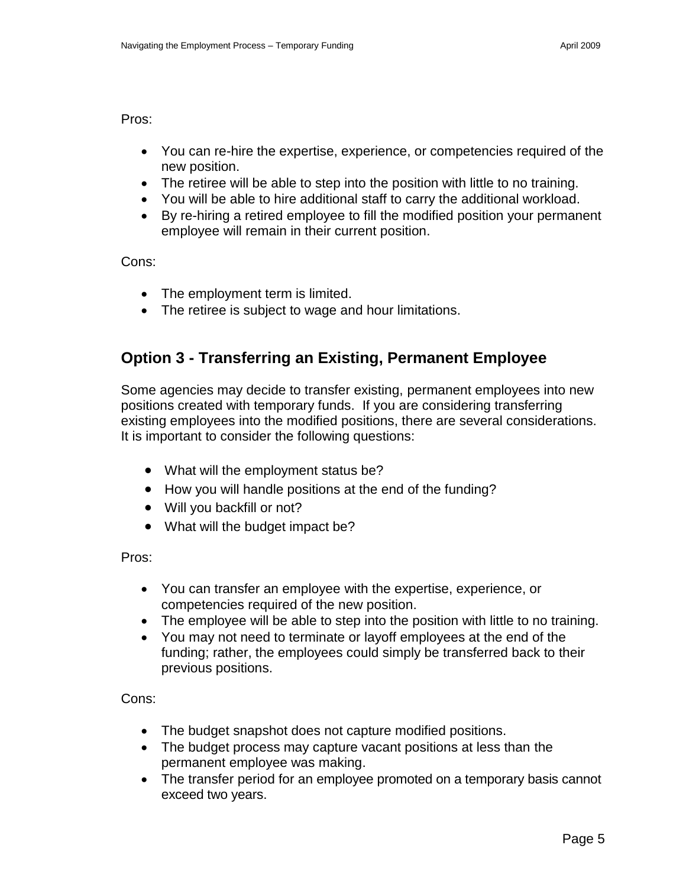Pros:

- You can re-hire the expertise, experience, or competencies required of the new position.
- The retiree will be able to step into the position with little to no training.
- You will be able to hire additional staff to carry the additional workload.
- By re-hiring a retired employee to fill the modified position your permanent employee will remain in their current position.

Cons:

- The employment term is limited.
- The retiree is subject to wage and hour limitations.

## Option 3 - Transferring an Existing, Permanent Employee

Some agencies may decide to transfer existing, permanent employees into new positions created with temporary funds. If you are considering transferring existing employees into the modified positions, there are several considerations. It is important to consider the following questions:

- What will the employment status be?
- How you will handle positions at the end of the funding?
- Will you backfill or not?
- What will the budget impact be?

Pros:

- You can transfer an employee with the expertise, experience, or competencies required of the new position.
- The employee will be able to step into the position with little to no training.
- You may not need to terminate or layoff employees at the end of the funding; rather, the employees could simply be transferred back to their previous positions.

Cons:

- The budget snapshot does not capture modified positions.
- The budget process may capture vacant positions at less than the permanent employee was making.
- The transfer period for an employee promoted on a temporary basis cannot exceed two years.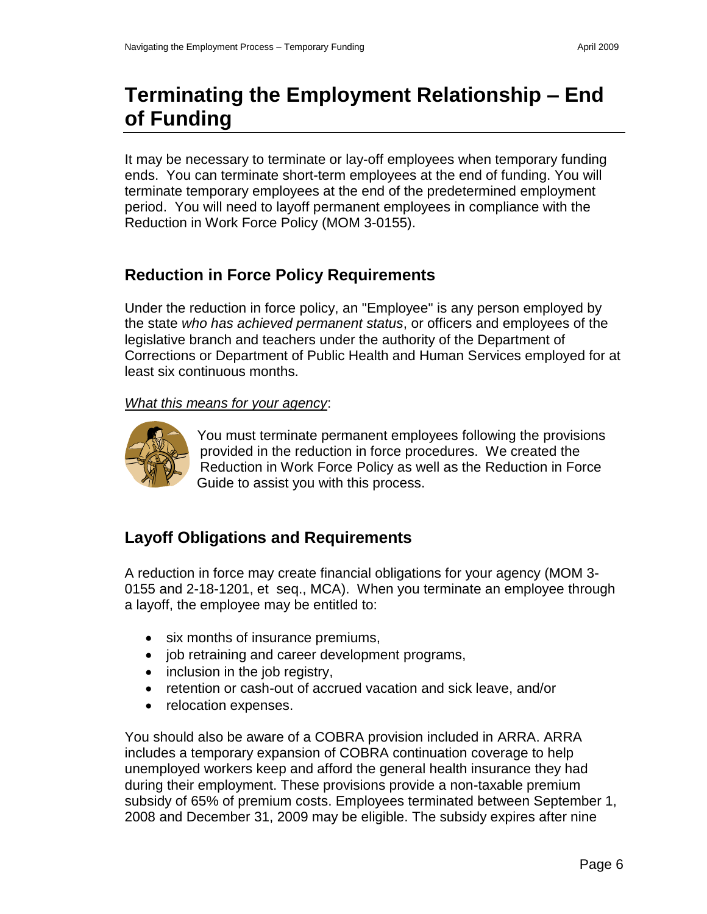# Terminating the Employment Relationship – End of Funding

It may be necessary to terminate or lay-off employees when temporary funding ends. You can terminate short-term employees at the end of funding. You will terminate temporary employees at the end of the predetermined employment period. You will need to layoff permanent employees in compliance with the Reduction in Work Force Policy (MOM 3-0155).

## Reduction in Force Policy Requirements

Under the reduction in force policy, an "Employee" is any person employed by the state *who has achieved permanent status*, or officers and employees of the legislative branch and teachers under the authority of the Department of Corrections or Department of Public Health and Human Services employed for at least six continuous months.

*What this means for your agency*:

You must terminate permanent employees following the provisions provided in the reduction in force procedures. We created the Reduction in Work Force Policy as well as the Reduction in Force Guide to assist you with this process.

## Layoff Obligations and Requirements

A reduction in force may create financial obligations for your agency (MOM 3-0155 and 2-18-1201, et seq., MCA). When you terminate an employee through a layoff, the employee may be entitled to:

- six months of insurance premiums,
- job retraining and career development programs,
- inclusion in the job registry,
- retention or cash-out of accrued vacation and sick leave, and/or
- relocation expenses.

You should also be aware of a COBRA provision included in ARRA. ARRA includes a temporary expansion of COBRA continuation coverage to help unemployed workers keep and afford the general health insurance they had during their employment. These provisions provide a non-taxable premium subsidy of 65% of premium costs. Employees terminated between September 1, 2008 and December 31, 2009 may be eligible. The subsidy expires after nine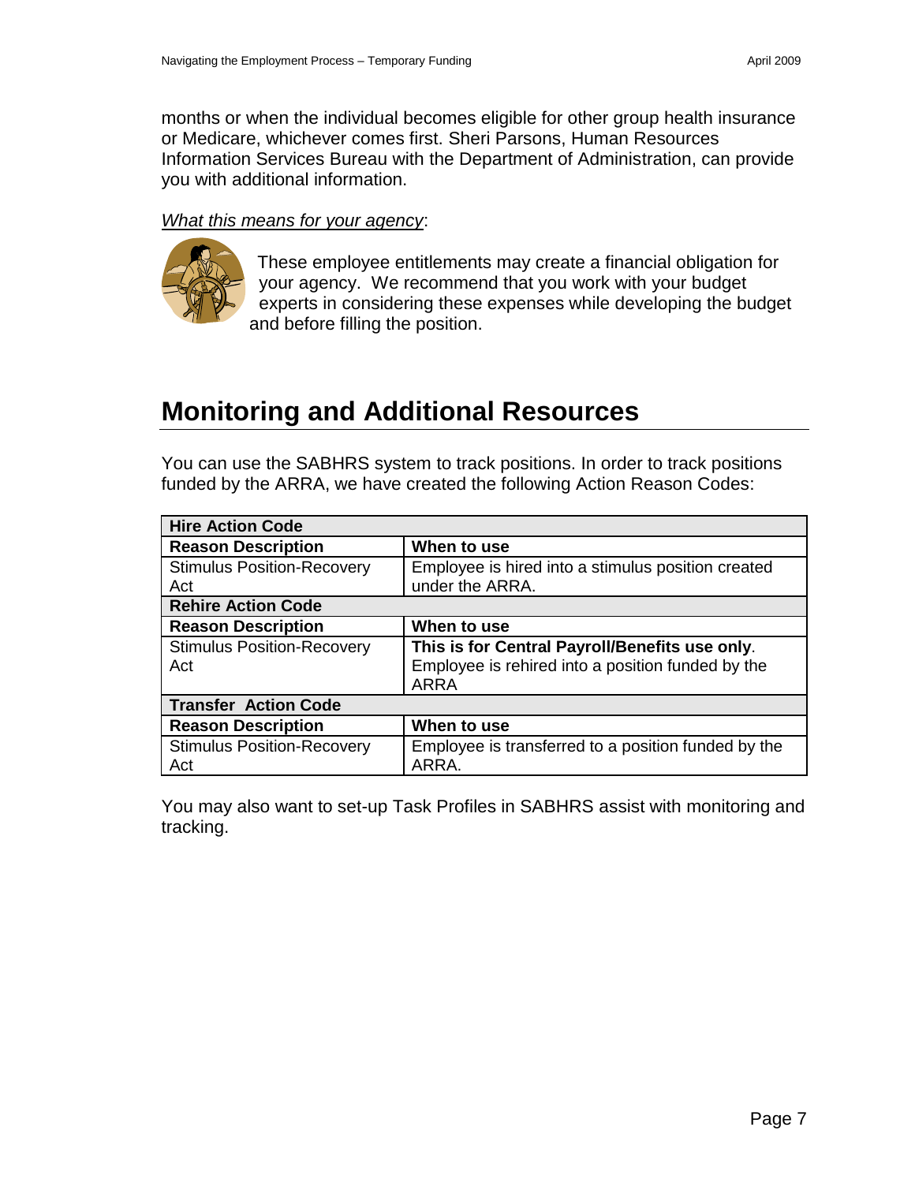months or when the individual becomes eligible for other group health insurance or Medicare, whichever comes first. Sheri Parsons, Human Resources Information Services Bureau with the Department of Administration, can provide you with additional information.

*What this means for your agency*:

These employee entitlements may create a financial obligation for your agency. We recommend that you work with your budget experts in considering these expenses while developing the budget and before filling the position.

# Monitoring and Additional Resources

You can use the SABHRS system to track positions. In order to track positions funded by the ARRA, we have created the following Action Reason Codes:

| **Hire Action Code** | |
|---|---|
| **Reason Description** | **When to use** |
| Stimulus Position-Recovery Act | Employee is hired into a stimulus position created under the ARRA. |
| **Rehire Action Code** | |
| **Reason Description** | **When to use** |
| Stimulus Position-Recovery Act | **This is for Central Payroll/Benefits use only**. Employee is rehired into a position funded by the ARRA |
| **Transfer Action Code** | |
| **Reason Description** | **When to use** |
| Stimulus Position-Recovery Act | Employee is transferred to a position funded by the ARRA. |

You may also want to set-up Task Profiles in SABHRS assist with monitoring and tracking.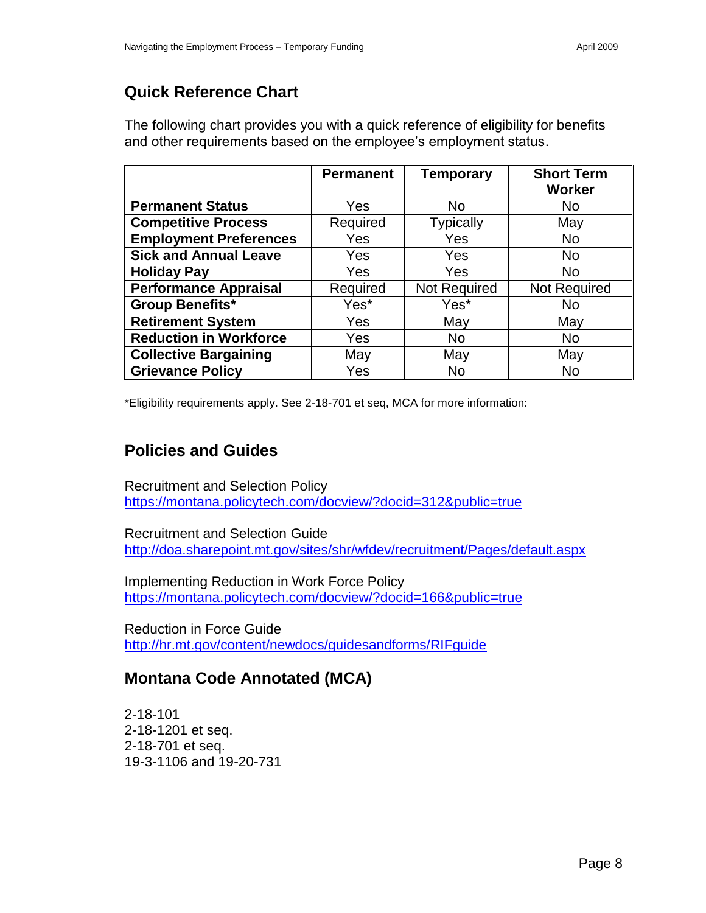## Quick Reference Chart

The following chart provides you with a quick reference of eligibility for benefits and other requirements based on the employee's employment status.

| | Permanent | Temporary | Short Term Worker |
|---|---|---|---|
| **Permanent Status** | Yes | No | No |
| **Competitive Process** | Required | Typically | May |
| **Employment Preferences** | Yes | Yes | No |
| **Sick and Annual Leave** | Yes | Yes | No |
| **Holiday Pay** | Yes | Yes | No |
| **Performance Appraisal** | Required | Not Required | Not Required |
| **Group Benefits*** | Yes* | Yes* | No |
| **Retirement System** | Yes | May | May |
| **Reduction in Workforce** | Yes | No | No |
| **Collective Bargaining** | May | May | May |
| **Grievance Policy** | Yes | No | No |

*Eligibility requirements apply. See 2-18-701 et seq, MCA for more information:

## Policies and Guides

Recruitment and Selection Policy
https://montana.policytech.com/docview/?docid=312&public=true

Recruitment and Selection Guide
http://doa.sharepoint.mt.gov/sites/shr/wfdev/recruitment/Pages/default.aspx

Implementing Reduction in Work Force Policy
https://montana.policytech.com/docview/?docid=166&public=true

Reduction in Force Guide
http://hr.mt.gov/content/newdocs/guidesandforms/RIFguide

## Montana Code Annotated (MCA)

2-18-101
2-18-1201 et seq.
2-18-701 et seq.
19-3-1106 and 19-20-731